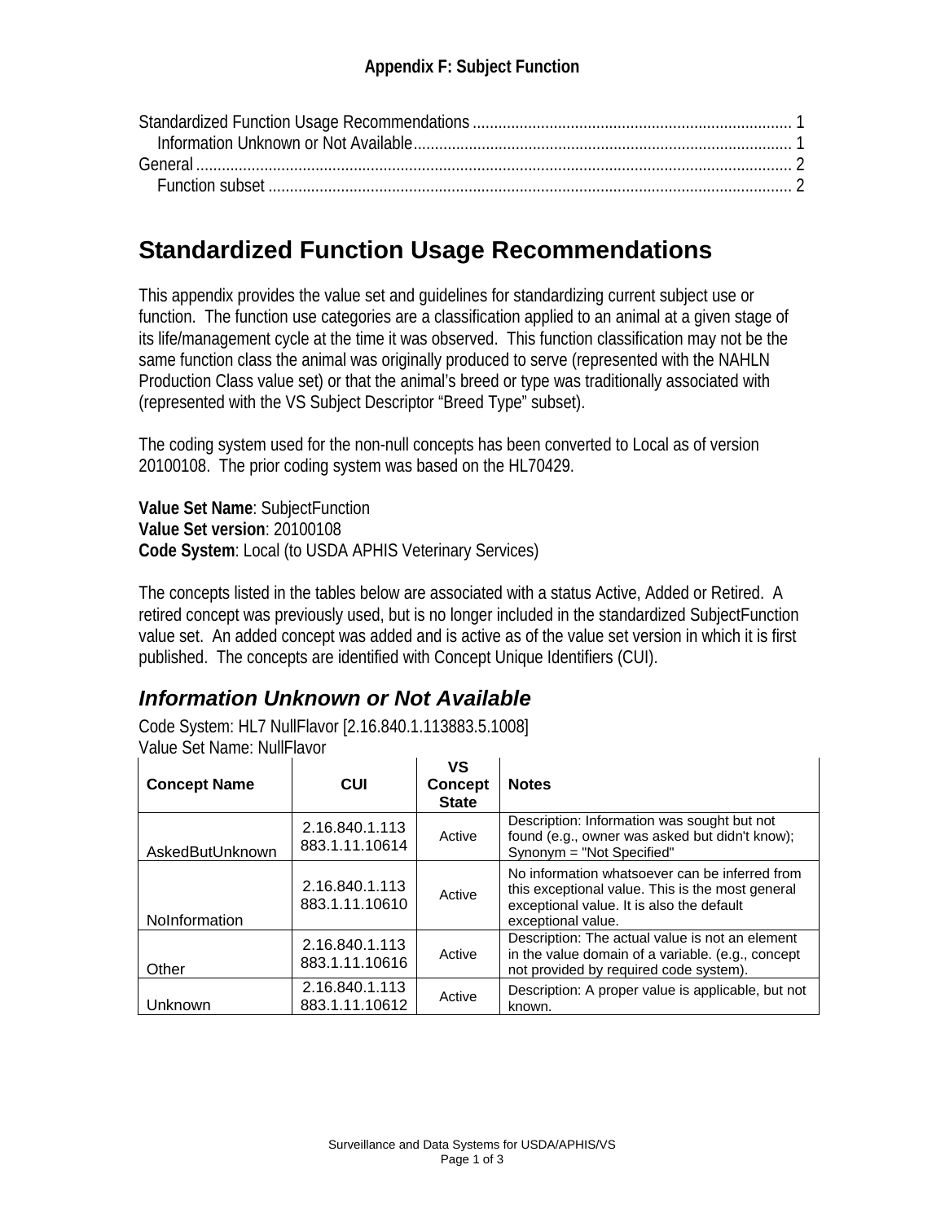**Appendix F: Subject Function**

Standardized Function Usage Recommendations ........................................................................ 1
 Information Unknown or Not Available........................................................................................ 1
General ............................................................................................................................................. 2
 Function subset ............................................................................................................................ 2

# Standardized Function Usage Recommendations

This appendix provides the value set and guidelines for standardizing current subject use or function. The function use categories are a classification applied to an animal at a given stage of its life/management cycle at the time it was observed. This function classification may not be the same function class the animal was originally produced to serve (represented with the NAHLN Production Class value set) or that the animal's breed or type was traditionally associated with (represented with the VS Subject Descriptor "Breed Type" subset).

The coding system used for the non-null concepts has been converted to Local as of version 20100108. The prior coding system was based on the HL70429.

**Value Set Name**: SubjectFunction
**Value Set version**: 20100108
**Code System**: Local (to USDA APHIS Veterinary Services)

The concepts listed in the tables below are associated with a status Active, Added or Retired. A retired concept was previously used, but is no longer included in the standardized SubjectFunction value set. An added concept was added and is active as of the value set version in which it is first published. The concepts are identified with Concept Unique Identifiers (CUI).

## *Information Unknown or Not Available*

Code System: HL7 NullFlavor [2.16.840.1.113883.5.1008]
Value Set Name: NullFlavor

| Concept Name | CUI | VS Concept State | Notes |
|---|---|---|---|
| AskedButUnknown | 2.16.840.1.113883.1.11.10614 | Active | Description: Information was sought but not found (e.g., owner was asked but didn't know); Synonym = "Not Specified" |
| NoInformation | 2.16.840.1.113883.1.11.10610 | Active | No information whatsoever can be inferred from this exceptional value. This is the most general exceptional value. It is also the default exceptional value. |
| Other | 2.16.840.1.113883.1.11.10616 | Active | Description: The actual value is not an element in the value domain of a variable. (e.g., concept not provided by required code system). |
| Unknown | 2.16.840.1.113883.1.11.10612 | Active | Description: A proper value is applicable, but not known. |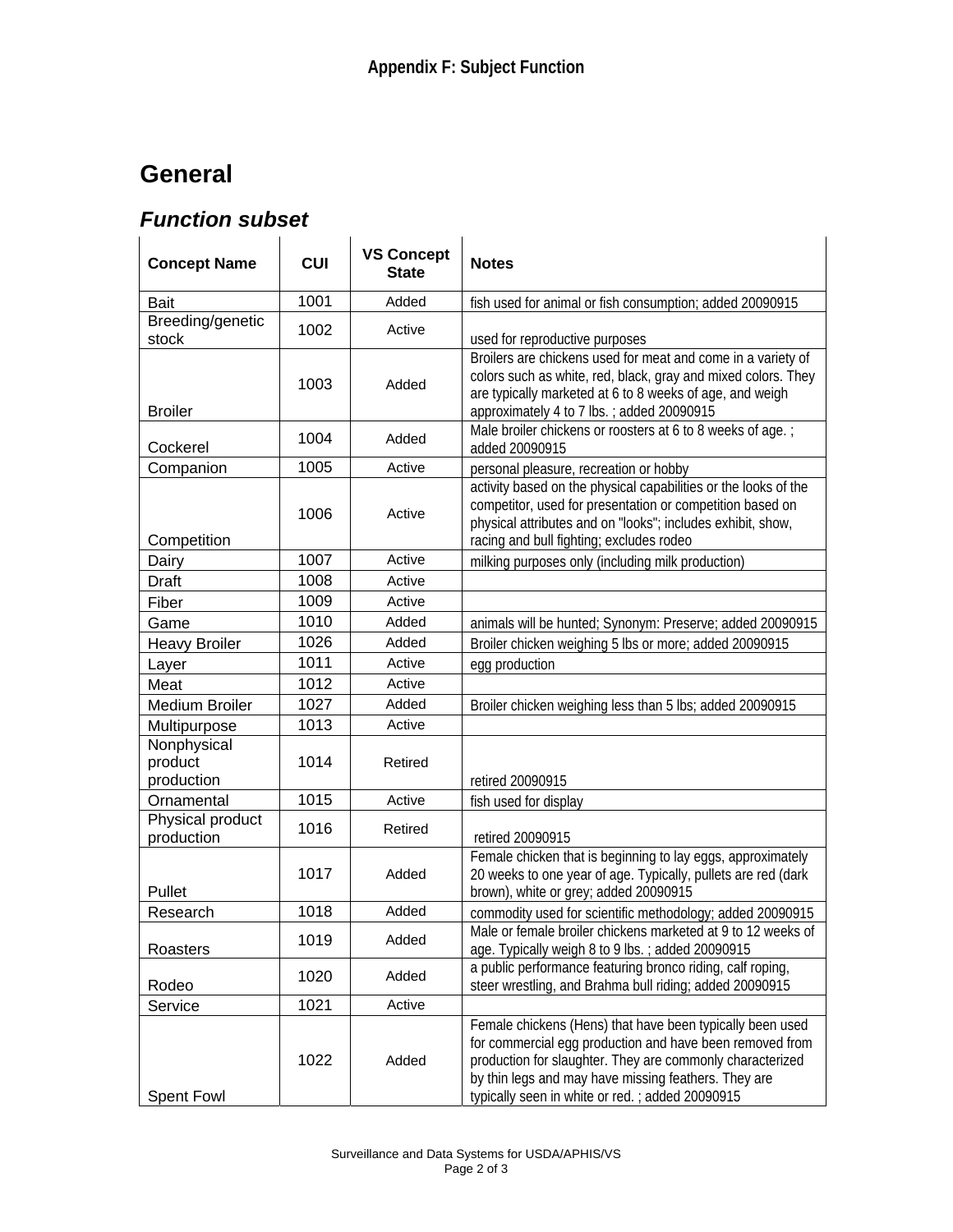# Appendix F: Subject Function

## General

### *Function subset*

| Concept Name | CUI | VS Concept State | Notes |
|---|---|---|---|
| Bait | 1001 | Added | fish used for animal or fish consumption; added 20090915 |
| Breeding/genetic stock | 1002 | Active | used for reproductive purposes |
| Broiler | 1003 | Added | Broilers are chickens used for meat and come in a variety of colors such as white, red, black, gray and mixed colors. They are typically marketed at 6 to 8 weeks of age, and weigh approximately 4 to 7 lbs. ; added 20090915 |
| Cockerel | 1004 | Added | Male broiler chickens or roosters at 6 to 8 weeks of age. ; added 20090915 |
| Companion | 1005 | Active | personal pleasure, recreation or hobby |
| Competition | 1006 | Active | activity based on the physical capabilities or the looks of the competitor, used for presentation or competition based on physical attributes and on "looks"; includes exhibit, show, racing and bull fighting; excludes rodeo |
| Dairy | 1007 | Active | milking purposes only (including milk production) |
| Draft | 1008 | Active | |
| Fiber | 1009 | Active | |
| Game | 1010 | Added | animals will be hunted; Synonym: Preserve; added 20090915 |
| Heavy Broiler | 1026 | Added | Broiler chicken weighing 5 lbs or more; added 20090915 |
| Layer | 1011 | Active | egg production |
| Meat | 1012 | Active | |
| Medium Broiler | 1027 | Added | Broiler chicken weighing less than 5 lbs; added 20090915 |
| Multipurpose | 1013 | Active | |
| Nonphysical product production | 1014 | Retired | retired 20090915 |
| Ornamental | 1015 | Active | fish used for display |
| Physical product production | 1016 | Retired | retired 20090915 |
| Pullet | 1017 | Added | Female chicken that is beginning to lay eggs, approximately 20 weeks to one year of age. Typically, pullets are red (dark brown), white or grey; added 20090915 |
| Research | 1018 | Added | commodity used for scientific methodology; added 20090915 |
| Roasters | 1019 | Added | Male or female broiler chickens marketed at 9 to 12 weeks of age. Typically weigh 8 to 9 lbs. ; added 20090915 |
| Rodeo | 1020 | Added | a public performance featuring bronco riding, calf roping, steer wrestling, and Brahma bull riding; added 20090915 |
| Service | 1021 | Active | |
| Spent Fowl | 1022 | Added | Female chickens (Hens) that have been typically been used for commercial egg production and have been removed from production for slaughter. They are commonly characterized by thin legs and may have missing feathers. They are typically seen in white or red. ; added 20090915 |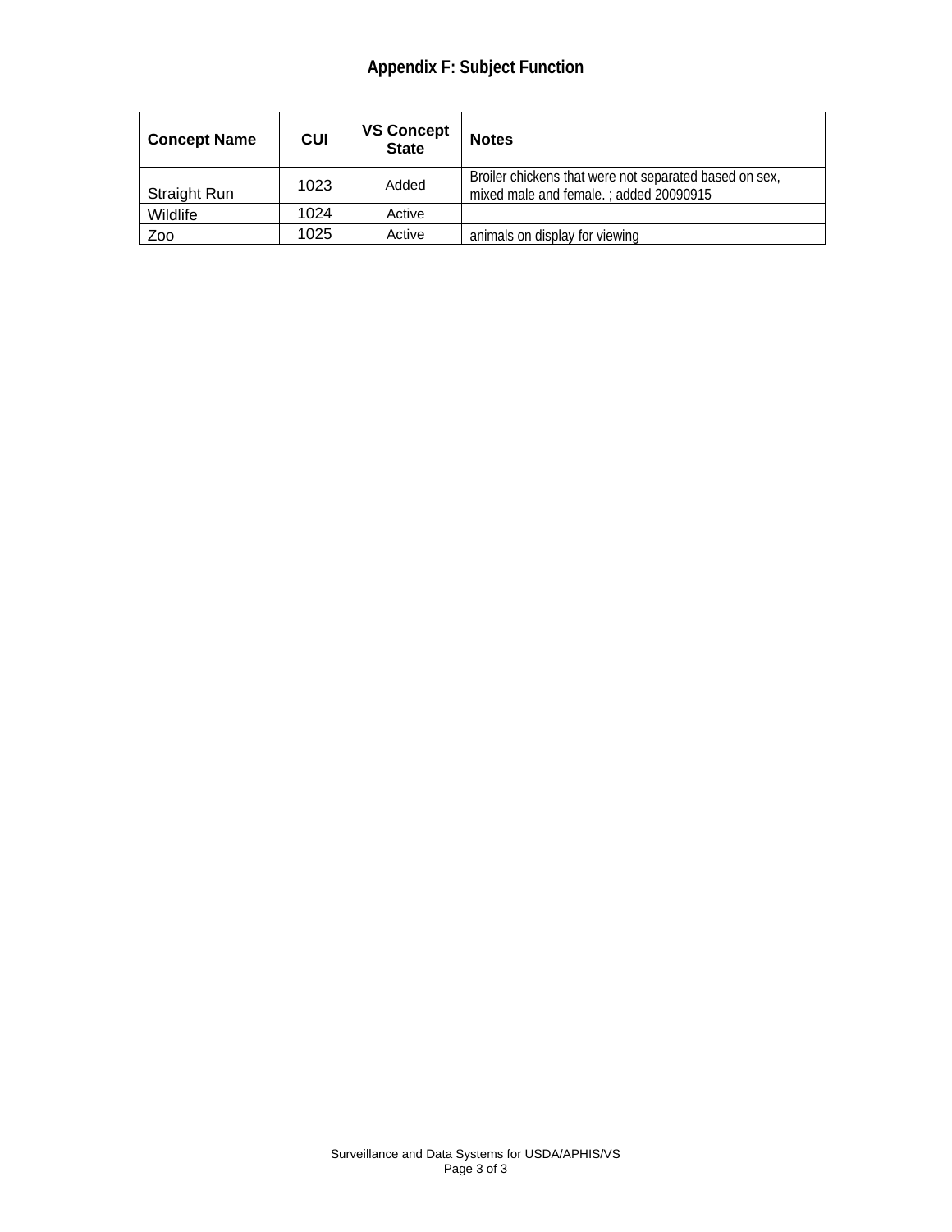# Appendix F: Subject Function

| Concept Name | CUI | VS Concept State | Notes |
|---|---|---|---|
| Straight Run | 1023 | Added | Broiler chickens that were not separated based on sex, mixed male and female. ; added 20090915 |
| Wildlife | 1024 | Active | |
| Zoo | 1025 | Active | animals on display for viewing |